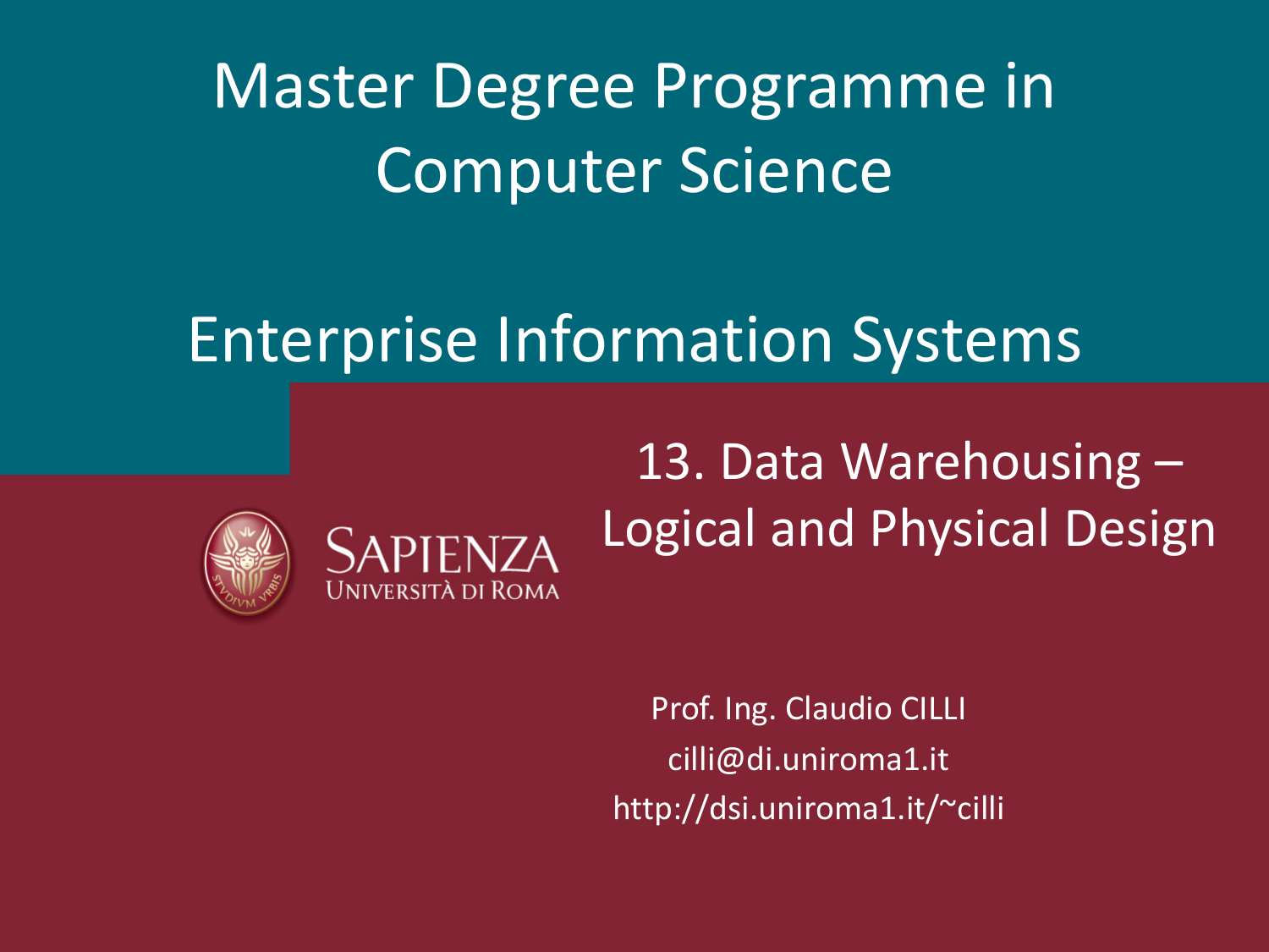# Master Degree Programme in Computer Science

# Enterprise Information Systems

SAPIENZA
UNIVERSITÀ DI ROMA

## 13. Data Warehousing – Logical and Physical Design

Prof. Ing. Claudio CILLI

cilli@di.uniroma1.it

http://dsi.uniroma1.it/~cilli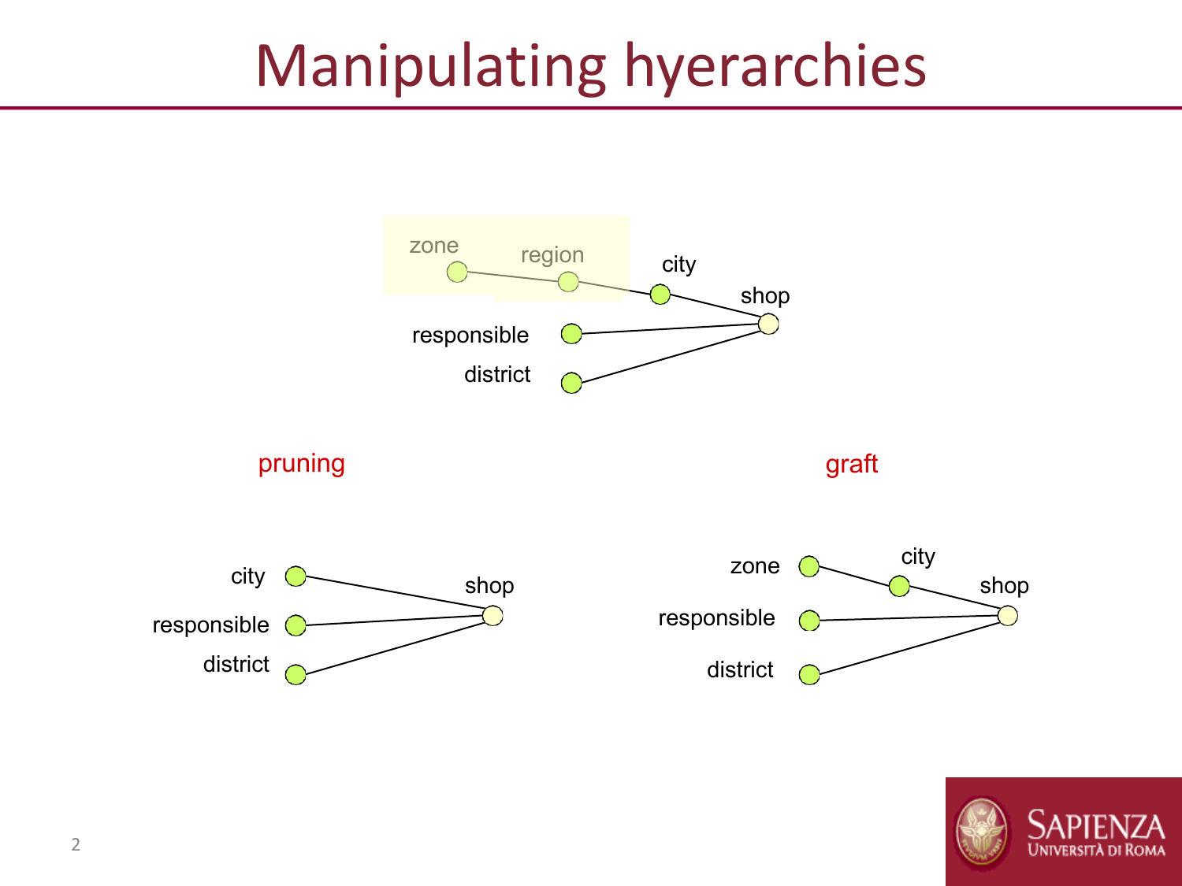# Manipulating hyerarchies

zone, region, city, shop, responsible, district

pruning

city, responsible, district, shop

graft

zone, city, shop, responsible, district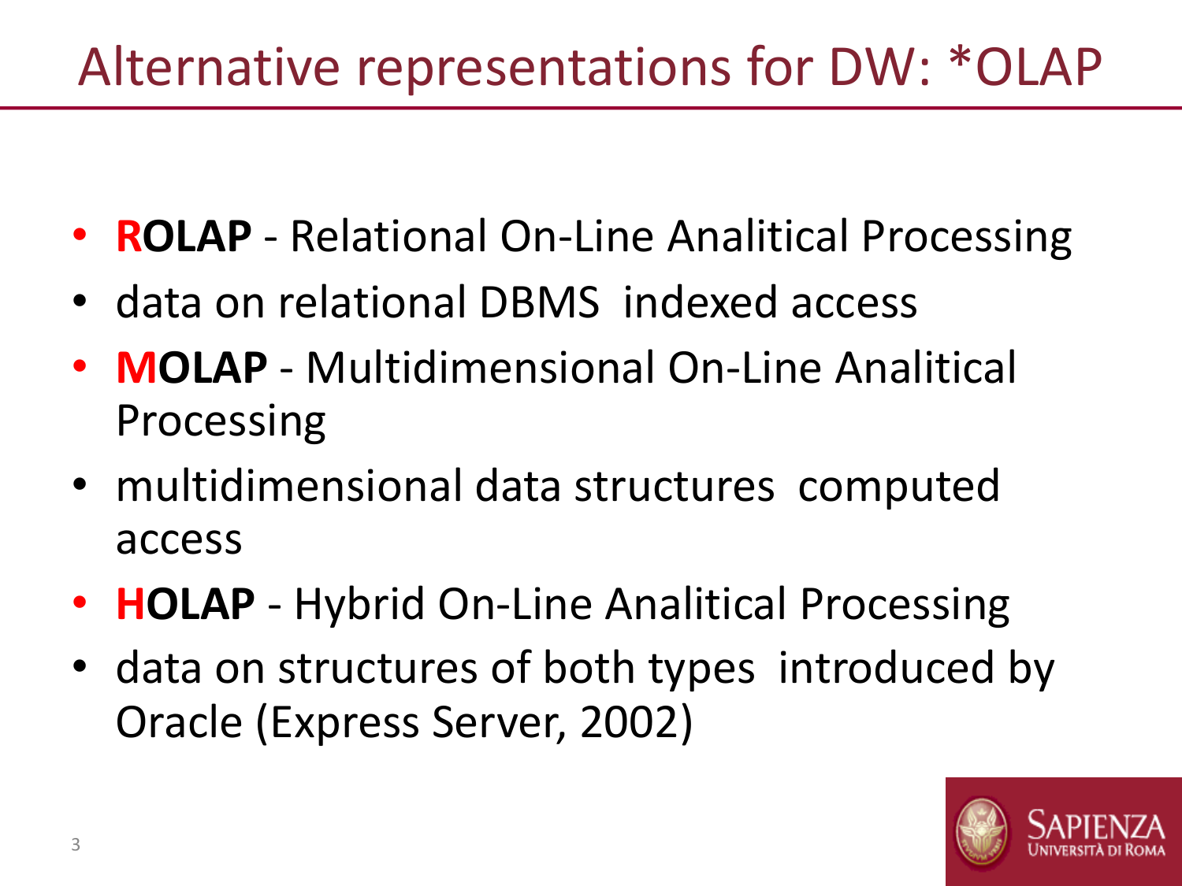# Alternative representations for DW: *OLAP

- **ROLAP** - Relational On-Line Analitical Processing
- data on relational DBMS  indexed access
- **MOLAP** - Multidimensional On-Line Analitical Processing
- multidimensional data structures  computed access
- **HOLAP** - Hybrid On-Line Analitical Processing
- data on structures of both types  introduced by Oracle (Express Server, 2002)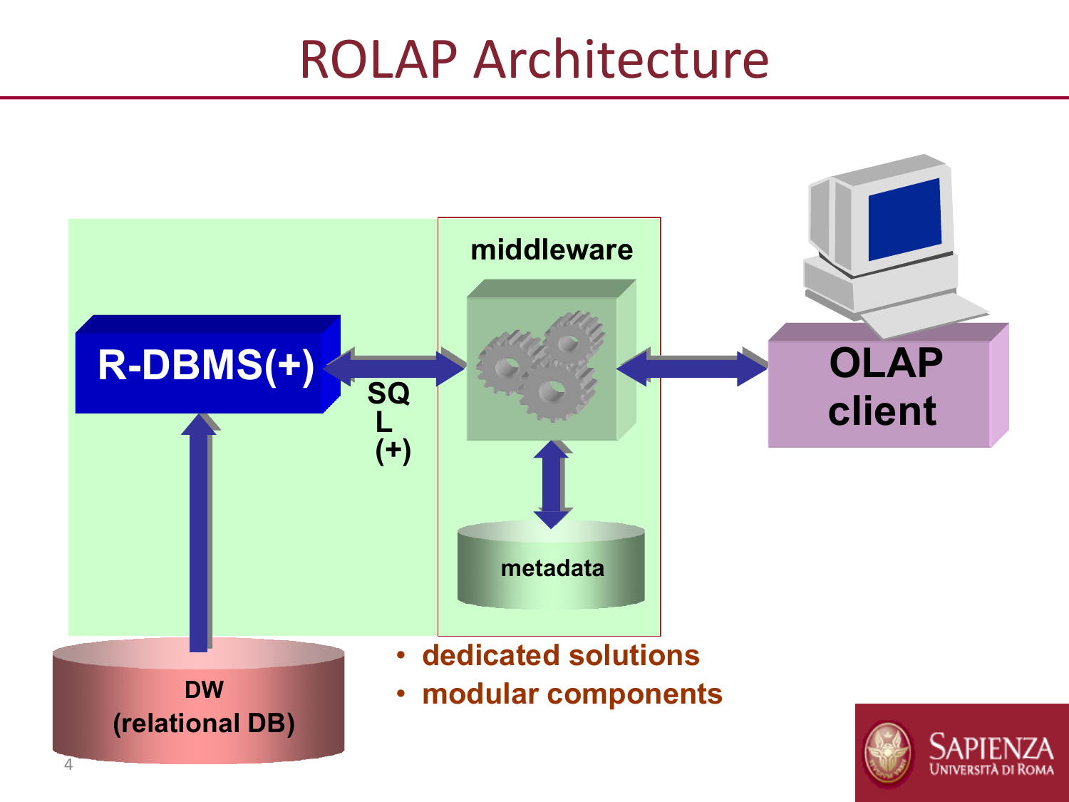# ROLAP Architecture

R-DBMS(+)

SQL (+)

middleware

metadata

OLAP client

DW (relational DB)

- dedicated solutions
- modular components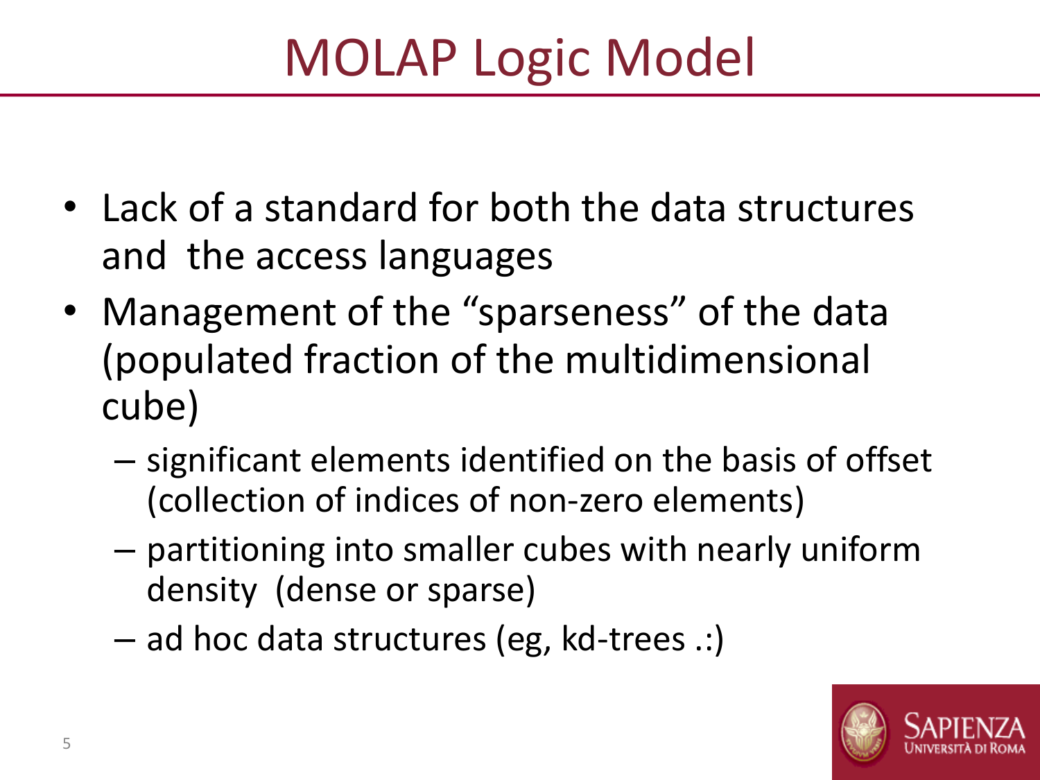# MOLAP Logic Model

- Lack of a standard for both the data structures and the access languages
- Management of the "sparseness" of the data (populated fraction of the multidimensional cube)
  - significant elements identified on the basis of offset (collection of indices of non-zero elements)
  - partitioning into smaller cubes with nearly uniform density (dense or sparse)
  - ad hoc data structures (eg, kd-trees .:)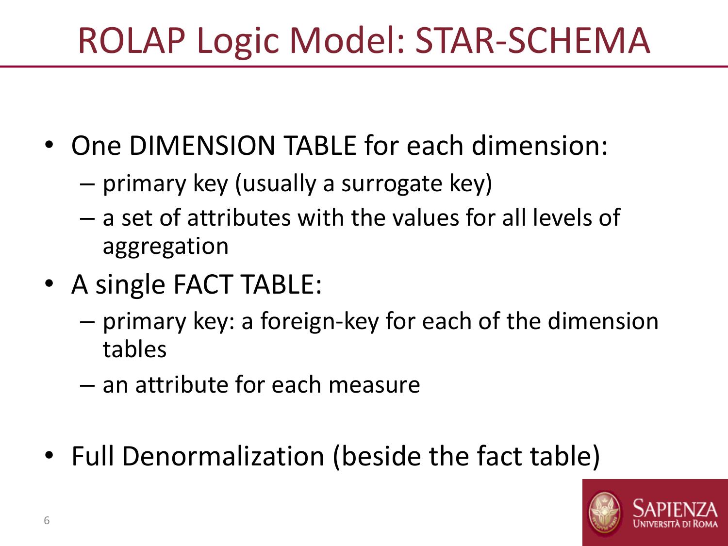# ROLAP Logic Model: STAR-SCHEMA

- One DIMENSION TABLE for each dimension:
  - primary key (usually a surrogate key)
  - a set of attributes with the values for all levels of aggregation
- A single FACT TABLE:
  - primary key: a foreign-key for each of the dimension tables
  - an attribute for each measure

- Full Denormalization (beside the fact table)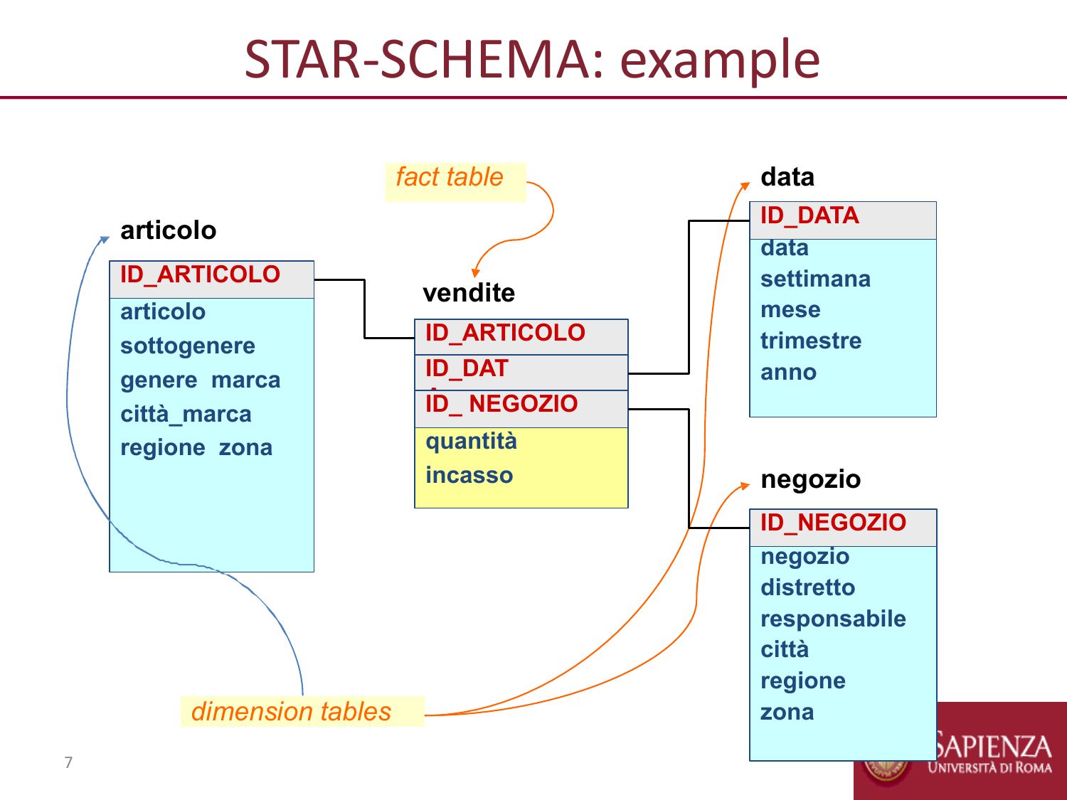# STAR-SCHEMA: example

*fact table*

**vendite**

| ID_ARTICOLO |
|---|
| ID_DATA |
| ID_ NEGOZIO |
| quantità |
| incasso |

**articolo**

| ID_ARTICOLO |
|---|
| articolo |
| sottogenere |
| genere marca |
| città_marca |
| regione zona |

**data**

| ID_DATA |
|---|
| data |
| settimana |
| mese |
| trimestre |
| anno |

**negozio**

| ID_NEGOZIO |
|---|
| negozio |
| distretto |
| responsabile |
| città |
| regione |
| zona |

*dimension tables*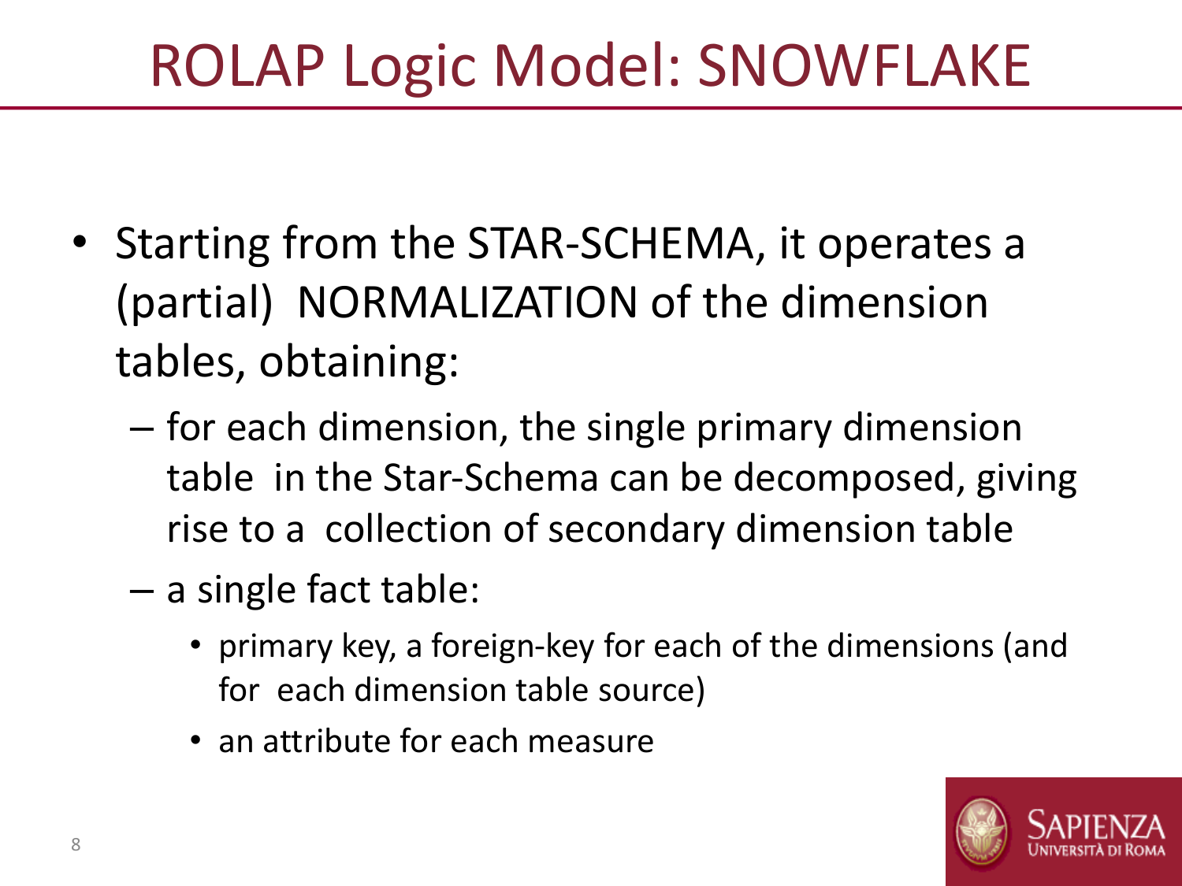# ROLAP Logic Model: SNOWFLAKE

- Starting from the STAR-SCHEMA, it operates a (partial) NORMALIZATION of the dimension tables, obtaining:
  - for each dimension, the single primary dimension table in the Star-Schema can be decomposed, giving rise to a collection of secondary dimension table
  - a single fact table:
    - primary key, a foreign-key for each of the dimensions (and for each dimension table source)
    - an attribute for each measure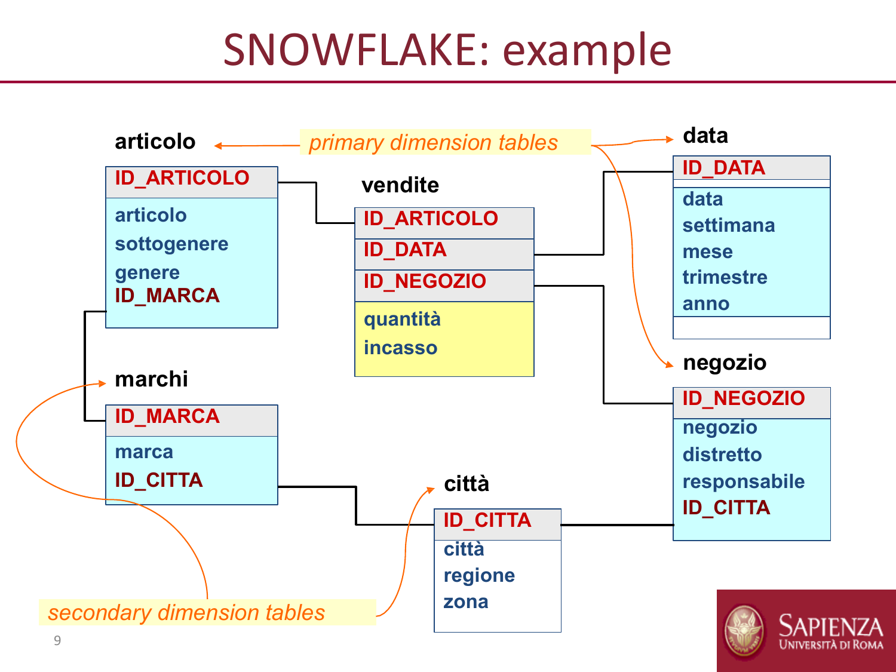# SNOWFLAKE: example

*primary dimension tables*: articolo, data, negozio

*secondary dimension tables*: marchi, città

**articolo**

| ID_ARTICOLO |
|---|
| articolo |
| sottogenere |
| genere |
| ID_MARCA |

**vendite**

| ID_ARTICOLO |
|---|
| ID_DATA |
| ID_NEGOZIO |
| quantità |
| incasso |

**data**

| ID_DATA |
|---|
| data |
| settimana |
| mese |
| trimestre |
| anno |

**marchi**

| ID_MARCA |
|---|
| marca |
| ID_CITTA |

**città**

| ID_CITTA |
|---|
| città |
| regione |
| zona |

**negozio**

| ID_NEGOZIO |
|---|
| negozio |
| distretto |
| responsabile |
| ID_CITTA |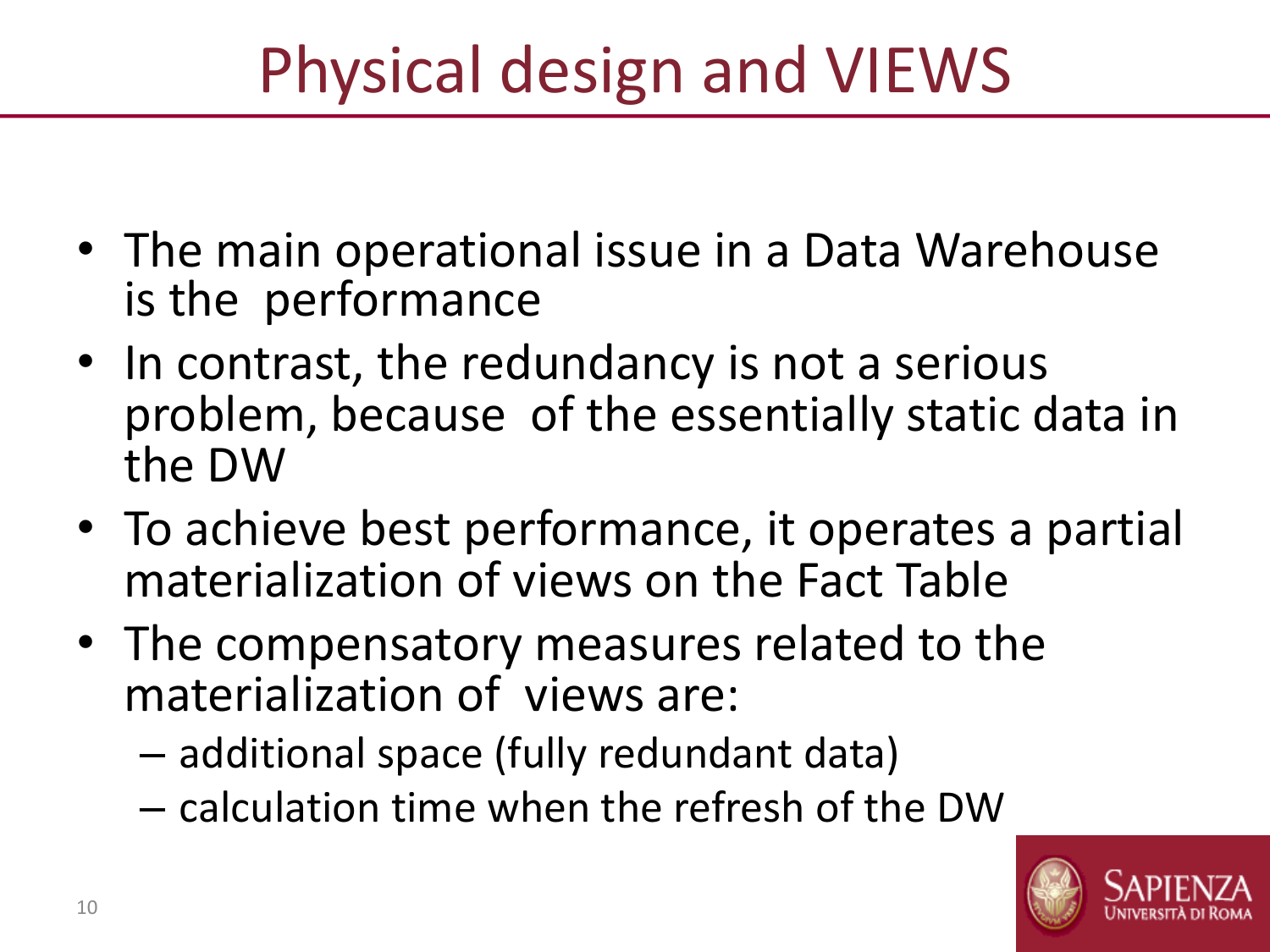# Physical design and VIEWS

- The main operational issue in a Data Warehouse is the performance
- In contrast, the redundancy is not a serious problem, because of the essentially static data in the DW
- To achieve best performance, it operates a partial materialization of views on the Fact Table
- The compensatory measures related to the materialization of views are:
  - additional space (fully redundant data)
  - calculation time when the refresh of the DW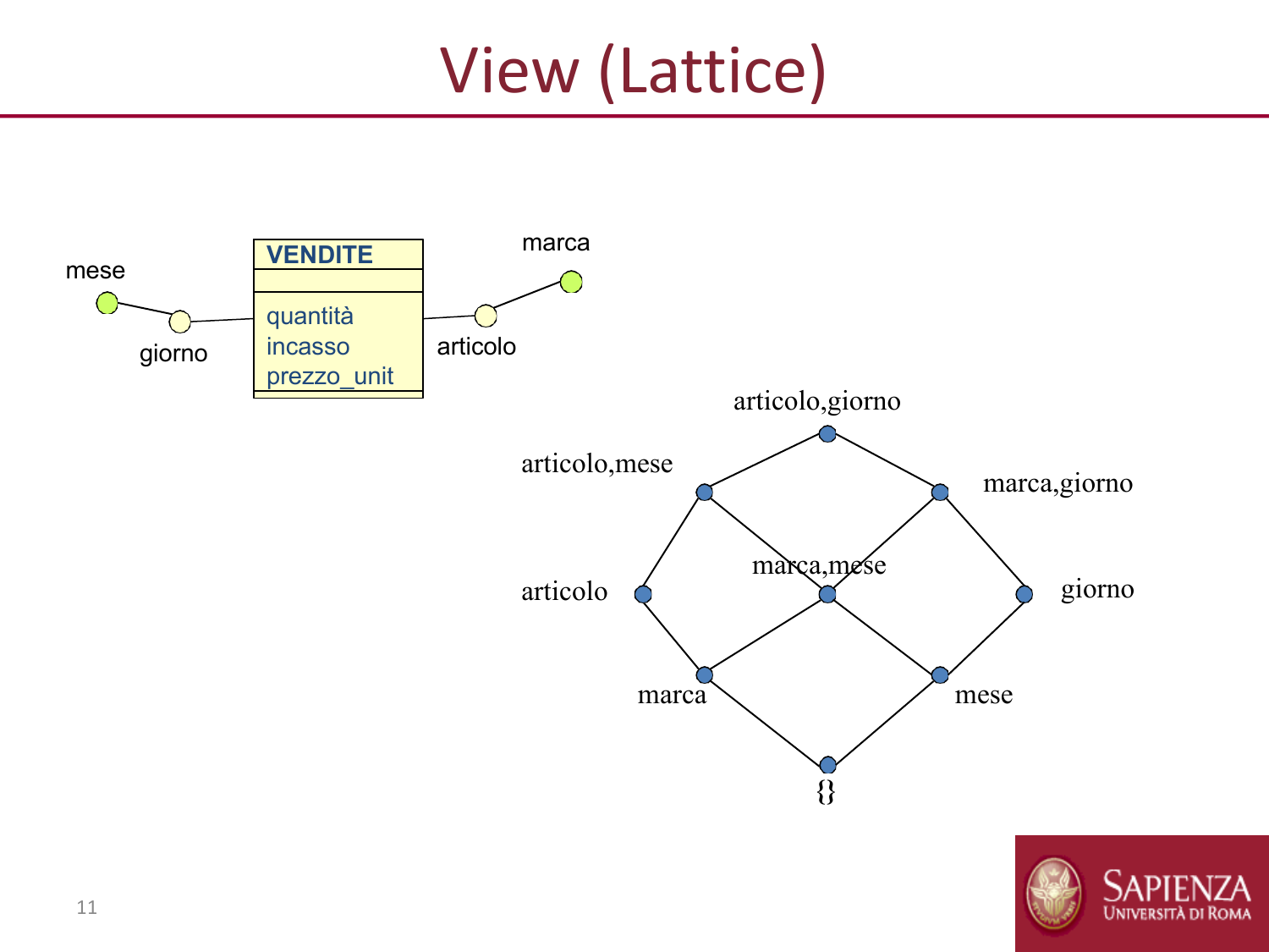# View (Lattice)

VENDITE

quantità
incasso
prezzo_unit

mese
giorno
articolo
marca

articolo,giorno
articolo,mese
marca,giorno
articolo
marca,mese
giorno
marca
mese
{}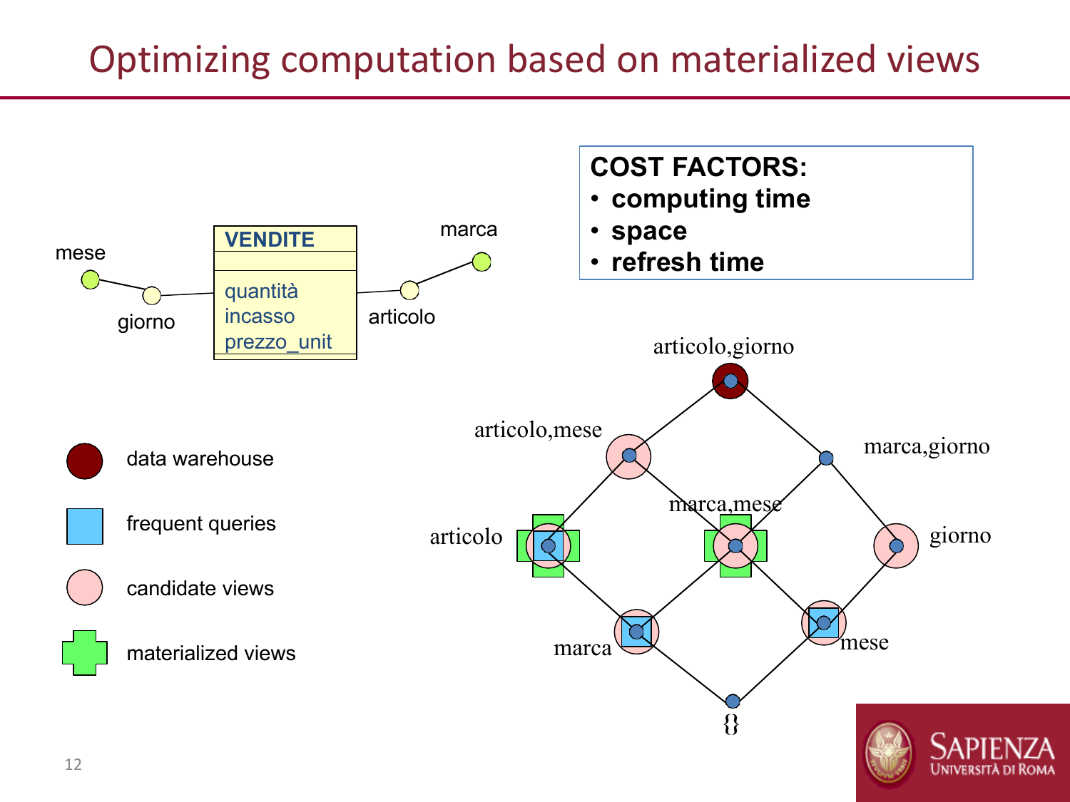# Optimizing computation based on materialized views

**COST FACTORS:**

- **computing time**
- **space**
- **refresh time**

mese

giorno

VENDITE

quantità

incasso

prezzo_unit

articolo

marca

data warehouse

frequent queries

candidate views

materialized views

articolo,giorno

articolo,mese

marca,giorno

marca,mese

articolo

giorno

marca

mese

{}